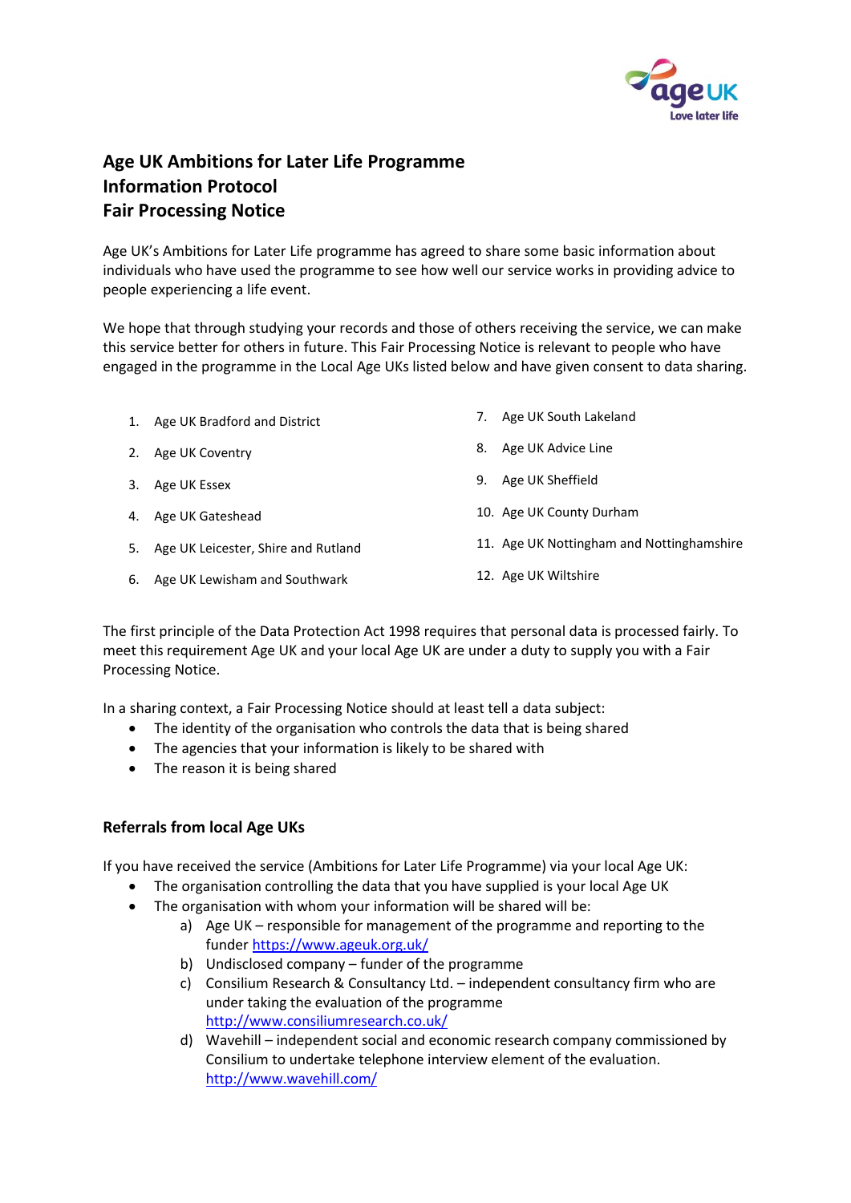# Age UK Ambitions for Later Life Programme
# Information Protocol
# Fair Processing Notice

Age UK's Ambitions for Later Life programme has agreed to share some basic information about individuals who have used the programme to see how well our service works in providing advice to people experiencing a life event.

We hope that through studying your records and those of others receiving the service, we can make this service better for others in future. This Fair Processing Notice is relevant to people who have engaged in the programme in the Local Age UKs listed below and have given consent to data sharing.

1. Age UK Bradford and District
2. Age UK Coventry
3. Age UK Essex
4. Age UK Gateshead
5. Age UK Leicester, Shire and Rutland
6. Age UK Lewisham and Southwark
7. Age UK South Lakeland
8. Age UK Advice Line
9. Age UK Sheffield
10. Age UK County Durham
11. Age UK Nottingham and Nottinghamshire
12. Age UK Wiltshire

The first principle of the Data Protection Act 1998 requires that personal data is processed fairly. To meet this requirement Age UK and your local Age UK are under a duty to supply you with a Fair Processing Notice.

In a sharing context, a Fair Processing Notice should at least tell a data subject:

- The identity of the organisation who controls the data that is being shared
- The agencies that your information is likely to be shared with
- The reason it is being shared

## Referrals from local Age UKs

If you have received the service (Ambitions for Later Life Programme) via your local Age UK:

- The organisation controlling the data that you have supplied is your local Age UK
- The organisation with whom your information will be shared will be:
    a) Age UK – responsible for management of the programme and reporting to the funder https://www.ageuk.org.uk/
    b) Undisclosed company – funder of the programme
    c) Consilium Research & Consultancy Ltd. – independent consultancy firm who are under taking the evaluation of the programme http://www.consiliumresearch.co.uk/
    d) Wavehill – independent social and economic research company commissioned by Consilium to undertake telephone interview element of the evaluation. http://www.wavehill.com/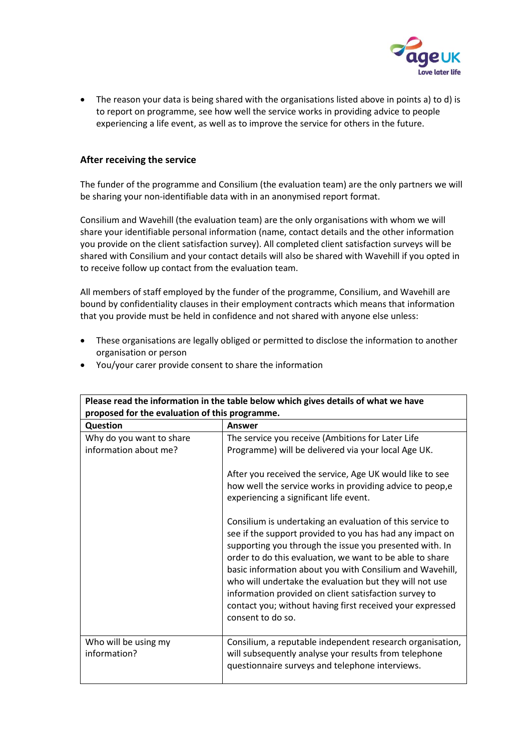- The reason your data is being shared with the organisations listed above in points a) to d) is to report on programme, see how well the service works in providing advice to people experiencing a life event, as well as to improve the service for others in the future.

### After receiving the service

The funder of the programme and Consilium (the evaluation team) are the only partners we will be sharing your non-identifiable data with in an anonymised report format.

Consilium and Wavehill (the evaluation team) are the only organisations with whom we will share your identifiable personal information (name, contact details and the other information you provide on the client satisfaction survey). All completed client satisfaction surveys will be shared with Consilium and your contact details will also be shared with Wavehill if you opted in to receive follow up contact from the evaluation team.

All members of staff employed by the funder of the programme, Consilium, and Wavehill are bound by confidentiality clauses in their employment contracts which means that information that you provide must be held in confidence and not shared with anyone else unless:

- These organisations are legally obliged or permitted to disclose the information to another organisation or person
- You/your carer provide consent to share the information

| **Please read the information in the table below which gives details of what we have proposed for the evaluation of this programme.** | |
|---|---|
| **Question** | **Answer** |
| Why do you want to share information about me? | The service you receive (Ambitions for Later Life Programme) will be delivered via your local Age UK.<br><br>After you received the service, Age UK would like to see how well the service works in providing advice to peop,e experiencing a significant life event.<br><br>Consilium is undertaking an evaluation of this service to see if the support provided to you has had any impact on supporting you through the issue you presented with. In order to do this evaluation, we want to be able to share basic information about you with Consilium and Wavehill, who will undertake the evaluation but they will not use information provided on client satisfaction survey to contact you; without having first received your expressed consent to do so. |
| Who will be using my information? | Consilium, a reputable independent research organisation, will subsequently analyse your results from telephone questionnaire surveys and telephone interviews. |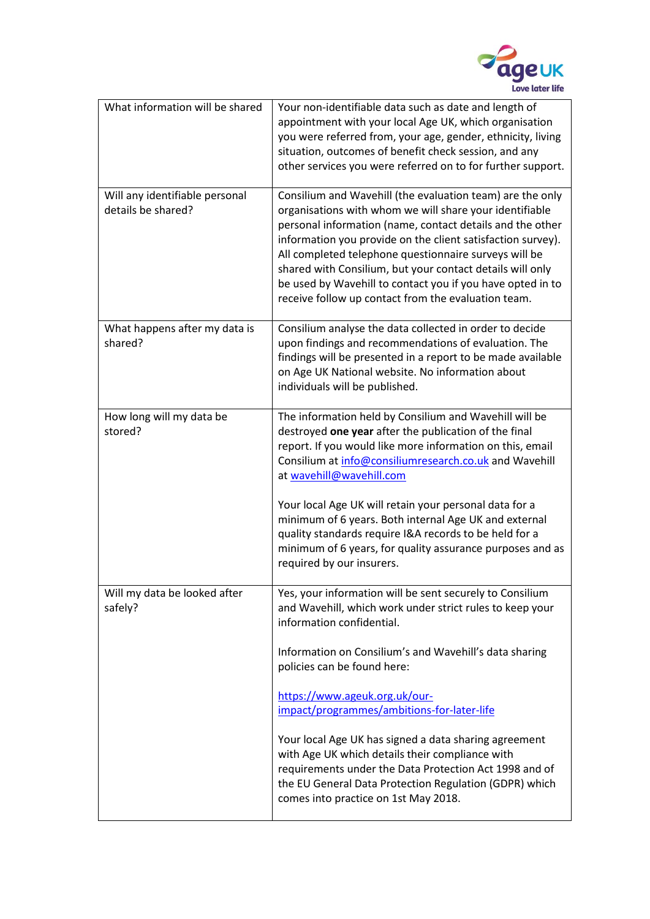| What information will be shared | Your non-identifiable data such as date and length of appointment with your local Age UK, which organisation you were referred from, your age, gender, ethnicity, living situation, outcomes of benefit check session, and any other services you were referred on to for further support. |
|---|---|
| Will any identifiable personal details be shared? | Consilium and Wavehill (the evaluation team) are the only organisations with whom we will share your identifiable personal information (name, contact details and the other information you provide on the client satisfaction survey). All completed telephone questionnaire surveys will be shared with Consilium, but your contact details will only be used by Wavehill to contact you if you have opted in to receive follow up contact from the evaluation team. |
| What happens after my data is shared? | Consilium analyse the data collected in order to decide upon findings and recommendations of evaluation. The findings will be presented in a report to be made available on Age UK National website. No information about individuals will be published. |
| How long will my data be stored? | The information held by Consilium and Wavehill will be destroyed **one year** after the publication of the final report. If you would like more information on this, email Consilium at [info@consiliumresearch.co.uk](mailto:info@consiliumresearch.co.uk) and Wavehill at [wavehill@wavehill.com](mailto:wavehill@wavehill.com)<br><br>Your local Age UK will retain your personal data for a minimum of 6 years. Both internal Age UK and external quality standards require I&A records to be held for a minimum of 6 years, for quality assurance purposes and as required by our insurers. |
| Will my data be looked after safely? | Yes, your information will be sent securely to Consilium and Wavehill, which work under strict rules to keep your information confidential.<br><br>Information on Consilium's and Wavehill's data sharing policies can be found here:<br><br>[https://www.ageuk.org.uk/our-impact/programmes/ambitions-for-later-life](https://www.ageuk.org.uk/our-impact/programmes/ambitions-for-later-life)<br><br>Your local Age UK has signed a data sharing agreement with Age UK which details their compliance with requirements under the Data Protection Act 1998 and of the EU General Data Protection Regulation (GDPR) which comes into practice on 1st May 2018. |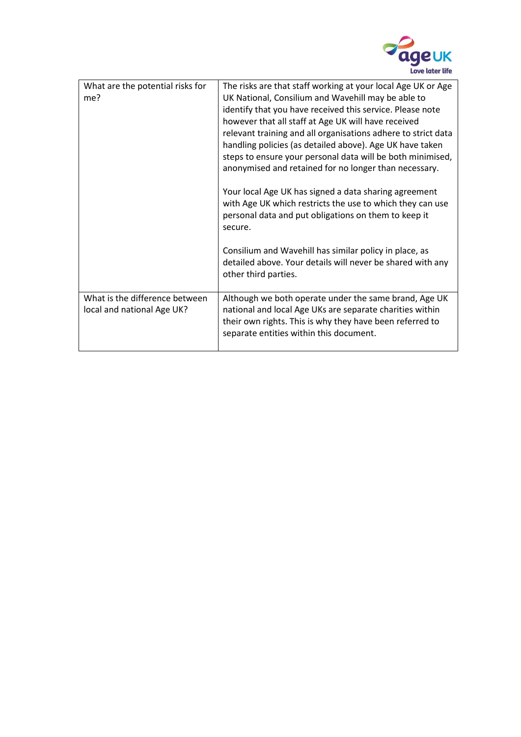| | |
|---|---|
| What are the potential risks for me? | The risks are that staff working at your local Age UK or Age UK National, Consilium and Wavehill may be able to identify that you have received this service. Please note however that all staff at Age UK will have received relevant training and all organisations adhere to strict data handling policies (as detailed above). Age UK have taken steps to ensure your personal data will be both minimised, anonymised and retained for no longer than necessary.<br><br>Your local Age UK has signed a data sharing agreement with Age UK which restricts the use to which they can use personal data and put obligations on them to keep it secure.<br><br>Consilium and Wavehill has similar policy in place, as detailed above. Your details will never be shared with any other third parties. |
| What is the difference between local and national Age UK? | Although we both operate under the same brand, Age UK national and local Age UKs are separate charities within their own rights. This is why they have been referred to separate entities within this document. |